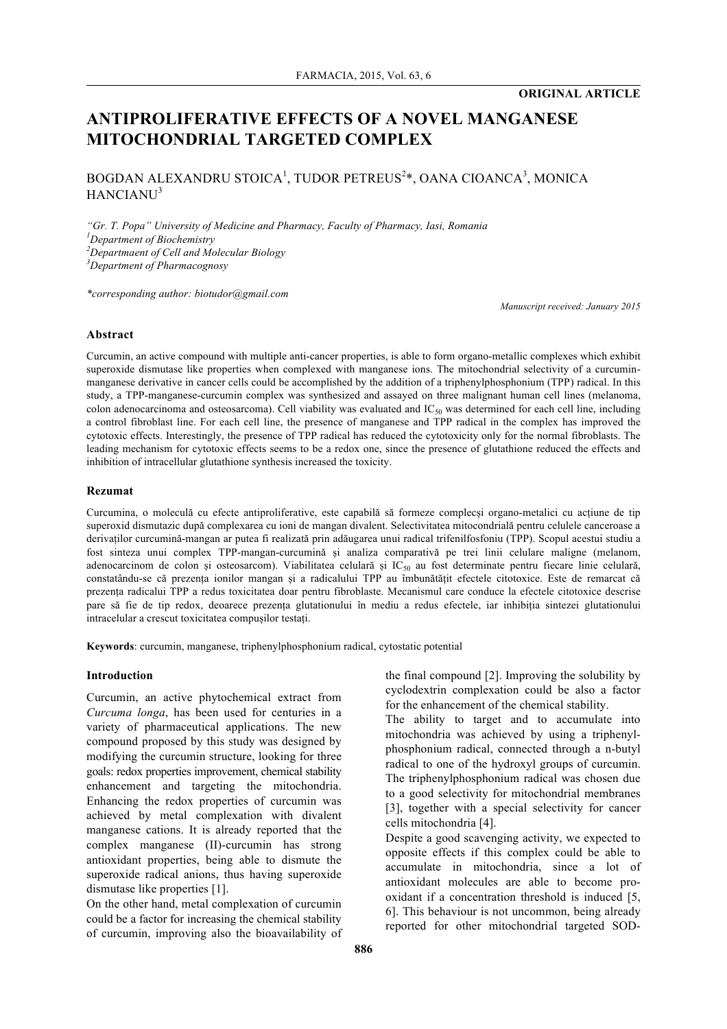**ORIGINAL ARTICLE**

# ANTIPROLIFERATIVE EFFECTS OF A NOVEL MANGANESE MITOCHONDRIAL TARGETED COMPLEX

BOGDAN ALEXANDRU STOICA[1], TUDOR PETREUS[2]*, OANA CIOANCA[3], MONICA HANCIANU[3]

*"Gr. T. Popa" University of Medicine and Pharmacy, Faculty of Pharmacy, Iasi, Romania*
*[1]Department of Biochemistry*
*[2]Depatmaent of Cell and Molecular Biology*
*[3]Department of Pharmacognosy*

*\*corresponding author: biotudor@gmail.com*

*Manuscript received: January 2015*

### Abstract

Curcumin, an active compound with multiple anti-cancer properties, is able to form organo-metallic complexes which exhibit superoxide dismutase like properties when complexed with manganese ions. The mitochondrial selectivity of a curcumin-manganese derivative in cancer cells could be accomplished by the addition of a triphenylphosphonium (TPP) radical. In this study, a TPP-manganese-curcumin complex was synthesized and assayed on three malignant human cell lines (melanoma, colon adenocarcinoma and osteosarcoma). Cell viability was evaluated and $IC_{50}$ was determined for each cell line, including a control fibroblast line. For each cell line, the presence of manganese and TPP radical in the complex has improved the cytotoxic effects. Interestingly, the presence of TPP radical has reduced the cytotoxicity only for the normal fibroblasts. The leading mechanism for cytotoxic effects seems to be a redox one, since the presence of glutathione reduced the effects and inhibition of intracellular glutathione synthesis increased the toxicity.

### Rezumat

Curcumina, o moleculă cu efecte antiproliferative, este capabilă să formeze complecși organo-metalici cu acțiune de tip superoxid dismutazic după complexarea cu ioni de mangan divalent. Selectivitatea mitocondrială pentru celulele canceroase a derivaților curcumină-mangan ar putea fi realizată prin adăugarea unui radical trifenilfosfoniu (TPP). Scopul acestui studiu a fost sinteza unui complex TPP-mangan-curcumină și analiza comparativă pe trei linii celulare maligne (melanom, adenocarcinom de colon și osteosarcom). Viabilitatea celulară și $IC_{50}$ au fost determinate pentru fiecare linie celulară, constatându-se că prezența ionilor mangan și a radicalului TPP au îmbunătățit efectele citotoxice. Este de remarcat că prezența radicalui TPP a redus toxicitatea doar pentru fibroblaste. Mecanismul care conduce la efectele citotoxice descrise pare să fie de tip redox, deoarece prezența glutationului în mediu a redus efectele, iar inhibiția sintezei glutationului intracelular a crescut toxicitatea compușilor testați.

**Keywords**: curcumin, manganese, triphenylphosphonium radical, cytostatic potential

## Introduction

Curcumin, an active phytochemical extract from *Curcuma longa*, has been used for centuries in a variety of pharmaceutical applications. The new compound proposed by this study was designed by modifying the curcumin structure, looking for three goals: redox properties improvement, chemical stability enhancement and targeting the mitochondria. Enhancing the redox properties of curcumin was achieved by metal complexation with divalent manganese cations. It is already reported that the complex manganese (II)-curcumin has strong antioxidant properties, being able to dismute the superoxide radical anions, thus having superoxide dismutase like properties [1].

On the other hand, metal complexation of curcumin could be a factor for increasing the chemical stability of curcumin, improving also the bioavailability of the final compound [2]. Improving the solubility by cyclodextrin complexation could be also a factor for the enhancement of the chemical stability.

The ability to target and to accumulate into mitochondria was achieved by using a triphenyl-phosphonium radical, connected through a n-butyl radical to one of the hydroxyl groups of curcumin. The triphenylphosphonium radical was chosen due to a good selectivity for mitochondrial membranes [3], together with a special selectivity for cancer cells mitochondria [4].

Despite a good scavenging activity, we expected to opposite effects if this complex could be able to accumulate in mitochondria, since a lot of antioxidant molecules are able to become pro-oxidant if a concentration threshold is induced [5, 6]. This behaviour is not uncommon, being already reported for other mitochondrial targeted SOD-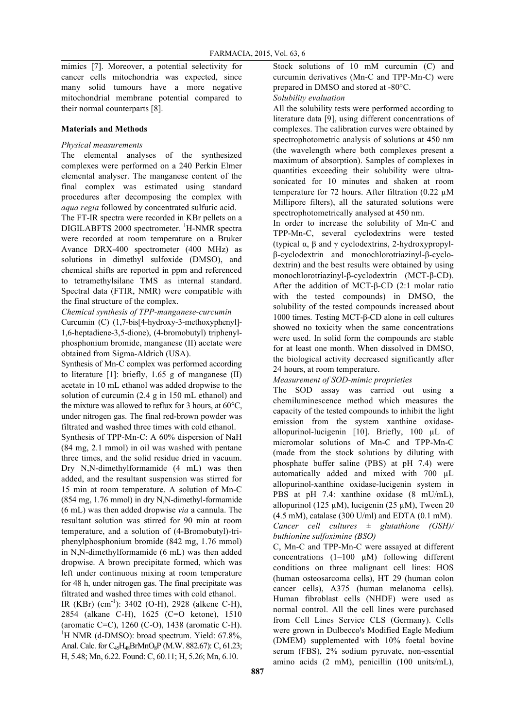mimics [7]. Moreover, a potential selectivity for cancer cells mitochondria was expected, since many solid tumours have a more negative mitochondrial membrane potential compared to their normal counterparts [8].

## Materials and Methods

*Physical measurements*

The elemental analyses of the synthesized complexes were performed on a 240 Perkin Elmer elemental analyser. The manganese content of the final complex was estimated using standard procedures after decomposing the complex with *aqua regia* followed by concentrated sulfuric acid.

The FT-IR spectra were recorded in KBr pellets on a DIGILABFTS 2000 spectrometer. $^1$H-NMR spectra were recorded at room temperature on a Bruker Avance DRX-400 spectrometer (400 MHz) as solutions in dimethyl sulfoxide (DMSO), and chemical shifts are reported in ppm and referenced to tetramethylsilane TMS as internal standard. Spectral data (FTIR, NMR) were compatible with the final structure of the complex.

*Chemical synthesis of TPP-manganese-curcumin*

Curcumin (C) (1,7-bis[4-hydroxy-3-methoxyphenyl]-1,6-heptadiene-3,5-dione), (4-bromobutyl) triphenyl-phosphonium bromide, manganese (II) acetate were obtained from Sigma-Aldrich (USA).

Synthesis of Mn-C complex was performed according to literature [1]: briefly, 1.65 g of manganese (II) acetate in 10 mL ethanol was added dropwise to the solution of curcumin (2.4 g in 150 mL ethanol) and the mixture was allowed to reflux for 3 hours, at 60°C, under nitrogen gas. The final red-brown powder was filtrated and washed three times with cold ethanol.

Synthesis of TPP-Mn-C: A 60% dispersion of NaH (84 mg, 2.1 mmol) in oil was washed with pentane three times, and the solid residue dried in vacuum. Dry N,N-dimethylformamide (4 mL) was then added, and the resultant suspension was stirred for 15 min at room temperature. A solution of Mn-C (854 mg, 1.76 mmol) in dry N,N-dimethyl-formamide (6 mL) was then added dropwise *via* a cannula. The resultant solution was stirred for 90 min at room temperature, and a solution of (4-Bromobutyl)-tri-phenylphosphonium bromide (842 mg, 1.76 mmol) in N,N-dimethylformamide (6 mL) was then added dropwise. A brown precipitate formed, which was left under continuous mixing at room temperature for 48 h, under nitrogen gas. The final precipitate was filtrated and washed three times with cold ethanol.

IR (KBr) (cm$^{-1}$): 3402 (O-H), 2928 (alkene C-H), 2854 (alkane C-H), 1625 (C=O ketone), 1510 (aromatic C=C), 1260 (C-O), 1438 (aromatic C-H). $^1$H NMR (d-DMSO): broad spectrum. Yield: 67.8%, Anal. Calc. for $C_{45}H_{48}BrMnO_8P$ (M.W. 882.67): C, 61.23; H, 5.48; Mn, 6.22. Found: C, 60.11; H, 5.26; Mn, 6.10.

Stock solutions of 10 mM curcumin (C) and curcumin derivatives (Mn-C and TPP-Mn-C) were prepared in DMSO and stored at -80°C.

*Solubility evaluation*

All the solubility tests were performed according to literature data [9], using different concentrations of complexes. The calibration curves were obtained by spectrophotometric analysis of solutions at 450 nm (the wavelength where both complexes present a maximum of absorption). Samples of complexes in quantities exceeding their solubility were ultra-sonicated for 10 minutes and shaken at room temperature for 72 hours. After filtration (0.22 μM Millipore filters), all the saturated solutions were spectrophotometrically analysed at 450 nm.

In order to increase the solubility of Mn-C and TPP-Mn-C, several cyclodextrins were tested (typical α, β and γ cyclodextrins, 2-hydroxypropyl-β-cyclodextrin and monochlorotriazinyl-β-cyclo-dextrin) and the best results were obtained by using monochlorotriazinyl-β-cyclodextrin (MCT-β-CD). After the addition of MCT-β-CD (2:1 molar ratio with the tested compounds) in DMSO, the solubility of the tested compounds increased about 1000 times. Testing MCT-β-CD alone in cell cultures showed no toxicity when the same concentrations were used. In solid form the compounds are stable for at least one month. When dissolved in DMSO, the biological activity decreased significantly after 24 hours, at room temperature.

*Measurement of SOD-mimic proprieties*

The SOD assay was carried out using a chemiluminescence method which measures the capacity of the tested compounds to inhibit the light emission from the system xanthine oxidase-allopurinol-lucigenin [10]. Briefly, 100 μL of micromolar solutions of Mn-C and TPP-Mn-C (made from the stock solutions by diluting with phosphate buffer saline (PBS) at pH 7.4) were automatically added and mixed with 700 μL allopurinol-xanthine oxidase-lucigenin system in PBS at pH 7.4: xanthine oxidase (8 mU/mL), allopurinol (125 μM), lucigenin (25 μM), Tween 20 (4.5 mM), catalase (300 U/ml) and EDTA (0.1 mM).

*Cancer cell cultures ± glutathione (GSH)/ buthionine sulfoximide (BSO)*

C, Mn-C and TPP-Mn-C were assayed at different concentrations (1–100 μM) following different conditions on three malignant cell lines: HOS (human osteosarcoma cells), HT 29 (human colon cancer cells), A375 (human melanoma cells). Human fibroblast cells (NHDF) were used as normal control. All the cell lines were purchased from Cell Lines Service CLS (Germany). Cells were grown in Dulbecco's Modified Eagle Medium (DMEM) supplemented with 10% foetal bovine serum (FBS), 2% sodium pyruvate, non-essential amino acids (2 mM), penicillin (100 units/mL),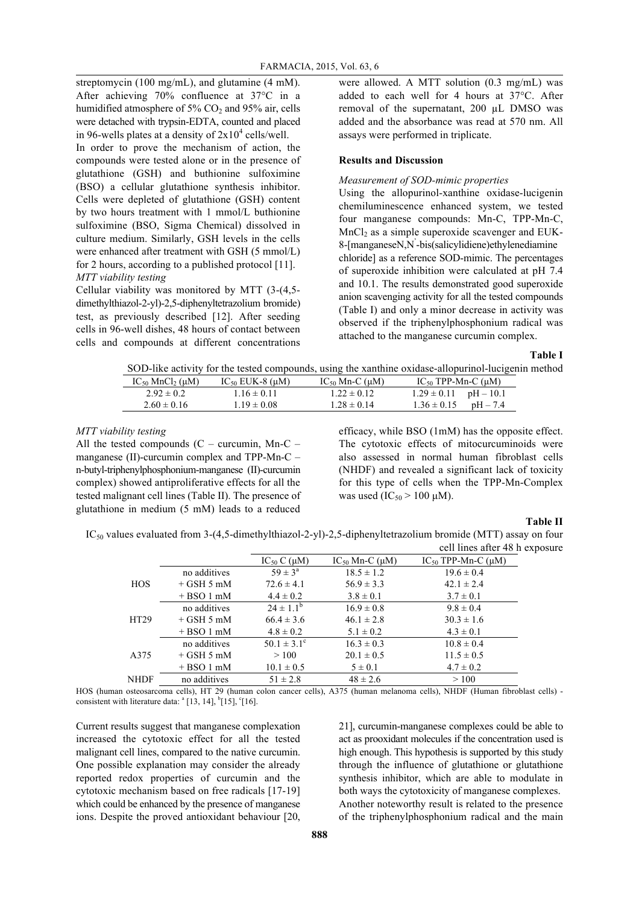streptomycin (100 mg/mL), and glutamine (4 mM). After achieving 70% confluence at 37°C in a humidified atmosphere of 5% $CO_2$ and 95% air, cells were detached with trypsin-EDTA, counted and placed in 96-wells plates at a density of $2x10^4$ cells/well.

In order to prove the mechanism of action, the compounds were tested alone or in the presence of glutathione (GSH) and buthionine sulfoximine (BSO) a cellular glutathione synthesis inhibitor. Cells were depleted of glutathione (GSH) content by two hours treatment with 1 mmol/L buthionine sulfoximine (BSO, Sigma Chemical) dissolved in culture medium. Similarly, GSH levels in the cells were enhanced after treatment with GSH (5 mmol/L) for 2 hours, according to a published protocol [11].

*MTT viability testing*

Cellular viability was monitored by MTT (3-(4,5-dimethylthiazol-2-yl)-2,5-diphenyltetrazolium bromide) test, as previously described [12]. After seeding cells in 96-well dishes, 48 hours of contact between cells and compounds at different concentrations were allowed. A MTT solution (0.3 mg/mL) was added to each well for 4 hours at 37°C. After removal of the supernatant, 200 µL DMSO was added and the absorbance was read at 570 nm. All assays were performed in triplicate.

## Results and Discussion

*Measurement of SOD-mimic properties*

Using the allopurinol-xanthine oxidase-lucigenin chemiluminescence enhanced system, we tested four manganese compounds: Mn-C, TPP-Mn-C, $MnCl_2$ as a simple superoxide scavenger and EUK-8-[manganeseN,N'-bis(salicylidiene)ethylenediamine chloride] as a reference SOD-mimic. The percentages of superoxide inhibition were calculated at pH 7.4 and 10.1. The results demonstrated good superoxide anion scavenging activity for all the tested compounds (Table I) and only a minor decrease in activity was observed if the triphenylphosphonium radical was attached to the manganese curcumin complex.

**Table I**

SOD-like activity for the tested compounds, using the xanthine oxidase-allopurinol-lucigenin method

| $IC_{50}$ $MnCl_2$ (µM) | $IC_{50}$ EUK-8 (µM) | $IC_{50}$ Mn-C (µM) | $IC_{50}$ TPP-Mn-C (µM) | |
|---|---|---|---|---|
| 2.92 ± 0.2 | 1.16 ± 0.11 | 1.22 ± 0.12 | 1.29 ± 0.11 | pH – 10.1 |
| 2.60 ± 0.16 | 1.19 ± 0.08 | 1.28 ± 0.14 | 1.36 ± 0.15 | pH – 7.4 |

*MTT viability testing*

All the tested compounds (C – curcumin, Mn-C – manganese (II)-curcumin complex and TPP-Mn-C – n-butyl-triphenylphosphonium-manganese (II)-curcumin complex) showed antiproliferative effects for all the tested malignant cell lines (Table II). The presence of glutathione in medium (5 mM) leads to a reduced efficacy, while BSO (1mM) has the opposite effect. The cytotoxic effects of mitocurcuminoids were also assessed in normal human fibroblast cells (NHDF) and revealed a significant lack of toxicity for this type of cells when the TPP-Mn-Complex was used ($IC_{50} > 100$ µM).

**Table II**

$IC_{50}$ values evaluated from 3-(4,5-dimethylthiazol-2-yl)-2,5-diphenyltetrazolium bromide (MTT) assay on four cell lines after 48 h exposure

| | | $IC_{50}$ C (µM) | $IC_{50}$ Mn-C (µM) | $IC_{50}$ TPP-Mn-C (µM) |
|---|---|---|---|---|
| HOS | no additives | 59 ± 3[a] | 18.5 ± 1.2 | 19.6 ± 0.4 |
| | + GSH 5 mM | 72.6 ± 4.1 | 56.9 ± 3.3 | 42.1 ± 2.4 |
| | + BSO 1 mM | 4.4 ± 0.2 | 3.8 ± 0.1 | 3.7 ± 0.1 |
| HT29 | no additives | 24 ± 1.1[b] | 16.9 ± 0.8 | 9.8 ± 0.4 |
| | + GSH 5 mM | 66.4 ± 3.6 | 46.1 ± 2.8 | 30.3 ± 1.6 |
| | + BSO 1 mM | 4.8 ± 0.2 | 5.1 ± 0.2 | 4.3 ± 0.1 |
| A375 | no additives | 50.1 ± 3.1[c] | 16.3 ± 0.3 | 10.8 ± 0.4 |
| | + GSH 5 mM | > 100 | 20.1 ± 0.5 | 11.5 ± 0.5 |
| | + BSO 1 mM | 10.1 ± 0.5 | 5 ± 0.1 | 4.7 ± 0.2 |
| NHDF | no additives | 51 ± 2.8 | 48 ± 2.6 | > 100 |

HOS (human osteosarcoma cells), HT 29 (human colon cancer cells), A375 (human melanoma cells), NHDF (Human fibroblast cells) - consistent with literature data: [a] [13, 14], [b][15], [c][16].

Current results suggest that manganese complexation increased the cytotoxic effect for all the tested malignant cell lines, compared to the native curcumin. One possible explanation may consider the already reported redox properties of curcumin and the cytotoxic mechanism based on free radicals [17-19] which could be enhanced by the presence of manganese ions. Despite the proved antioxidant behaviour [20, 21], curcumin-manganese complexes could be able to act as prooxidant molecules if the concentration used is high enough. This hypothesis is supported by this study through the influence of glutathione or glutathione synthesis inhibitor, which are able to modulate in both ways the cytotoxicity of manganese complexes.

Another noteworthy result is related to the presence of the triphenylphosphonium radical and the main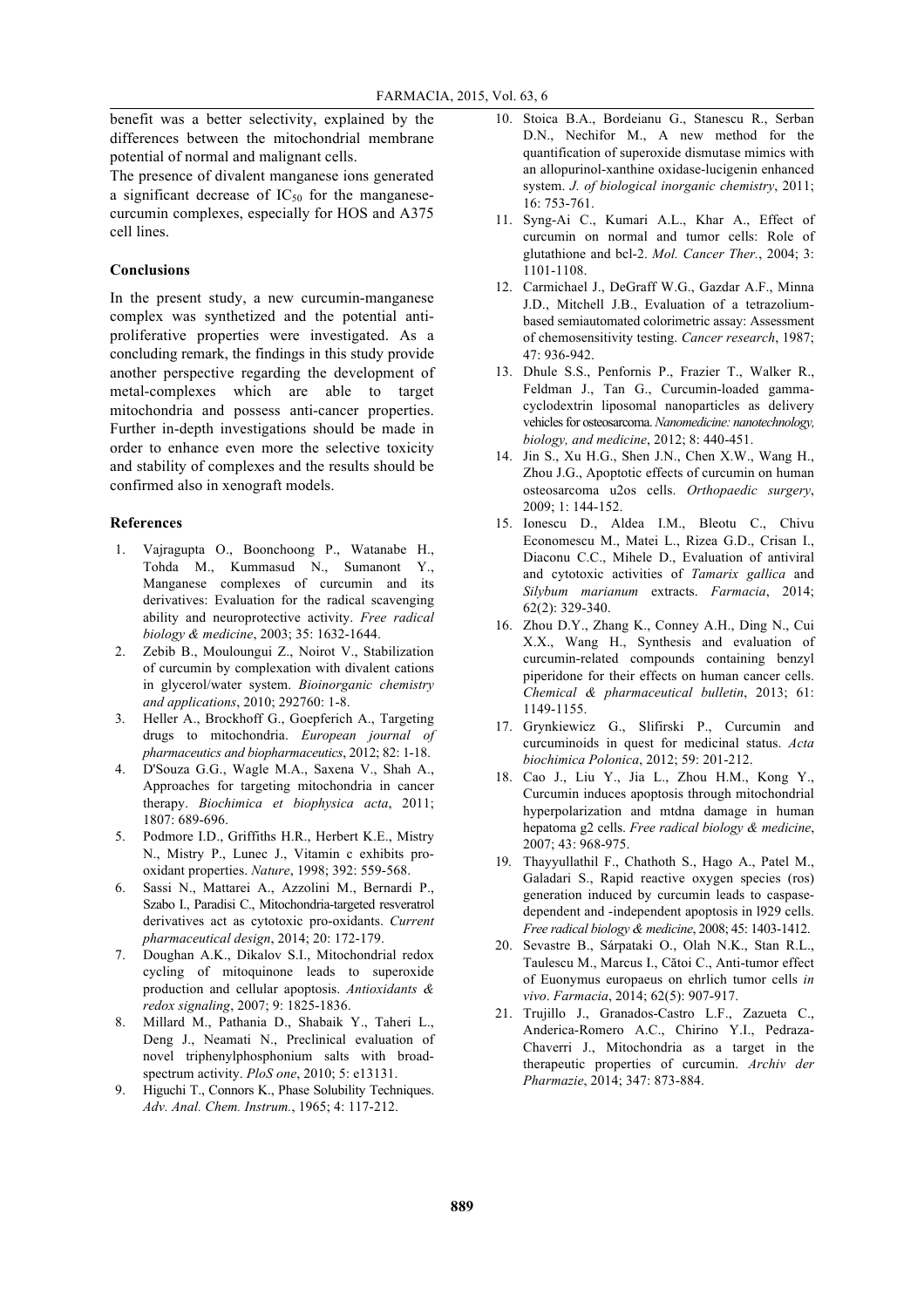benefit was a better selectivity, explained by the differences between the mitochondrial membrane potential of normal and malignant cells.

The presence of divalent manganese ions generated a significant decrease of $IC_{50}$ for the manganese-curcumin complexes, especially for HOS and A375 cell lines.

## Conclusions

In the present study, a new curcumin-manganese complex was synthetized and the potential anti-proliferative properties were investigated. As a concluding remark, the findings in this study provide another perspective regarding the development of metal-complexes which are able to target mitochondria and possess anti-cancer properties. Further in-depth investigations should be made in order to enhance even more the selective toxicity and stability of complexes and the results should be confirmed also in xenograft models.

## References

1. Vajragupta O., Boonchoong P., Watanabe H., Tohda M., Kummasud N., Sumanont Y., Manganese complexes of curcumin and its derivatives: Evaluation for the radical scavenging ability and neuroprotective activity. *Free radical biology & medicine*, 2003; 35: 1632-1644.
2. Zebib B., Mouloungui Z., Noirot V., Stabilization of curcumin by complexation with divalent cations in glycerol/water system. *Bioinorganic chemistry and applications*, 2010; 292760: 1-8.
3. Heller A., Brockhoff G., Goepferich A., Targeting drugs to mitochondria. *European journal of pharmaceutics and biopharmaceutics*, 2012; 82: 1-18.
4. D'Souza G.G., Wagle M.A., Saxena V., Shah A., Approaches for targeting mitochondria in cancer therapy. *Biochimica et biophysica acta*, 2011; 1807: 689-696.
5. Podmore I.D., Griffiths H.R., Herbert K.E., Mistry N., Mistry P., Lunec J., Vitamin c exhibits pro-oxidant properties. *Nature*, 1998; 392: 559-568.
6. Sassi N., Mattarei A., Azzolini M., Bernardi P., Szabo I., Paradisi C., Mitochondria-targeted resveratrol derivatives act as cytotoxic pro-oxidants. *Current pharmaceutical design*, 2014; 20: 172-179.
7. Doughan A.K., Dikalov S.I., Mitochondrial redox cycling of mitoquinone leads to superoxide production and cellular apoptosis. *Antioxidants & redox signaling*, 2007; 9: 1825-1836.
8. Millard M., Pathania D., Shabaik Y., Taheri L., Deng J., Neamati N., Preclinical evaluation of novel triphenylphosphonium salts with broad-spectrum activity. *PloS one*, 2010; 5: e13131.
9. Higuchi T., Connors K., Phase Solubility Techniques. *Adv. Anal. Chem. Instrum.*, 1965; 4: 117-212.
10. Stoica B.A., Bordeianu G., Stanescu R., Serban D.N., Nechifor M., A new method for the quantification of superoxide dismutase mimics with an allopurinol-xanthine oxidase-lucigenin enhanced system. *J. of biological inorganic chemistry*, 2011; 16: 753-761.
11. Syng-Ai C., Kumari A.L., Khar A., Effect of curcumin on normal and tumor cells: Role of glutathione and bcl-2. *Mol. Cancer Ther.*, 2004; 3: 1101-1108.
12. Carmichael J., DeGraff W.G., Gazdar A.F., Minna J.D., Mitchell J.B., Evaluation of a tetrazolium-based semiautomated colorimetric assay: Assessment of chemosensitivity testing. *Cancer research*, 1987; 47: 936-942.
13. Dhule S.S., Penfornis P., Frazier T., Walker R., Feldman J., Tan G., Curcumin-loaded gamma-cyclodextrin liposomal nanoparticles as delivery vehicles for osteosarcoma. *Nanomedicine: nanotechnology, biology, and medicine*, 2012; 8: 440-451.
14. Jin S., Xu H.G., Shen J.N., Chen X.W., Wang H., Zhou J.G., Apoptotic effects of curcumin on human osteosarcoma u2os cells. *Orthopaedic surgery*, 2009; 1: 144-152.
15. Ionescu D., Aldea I.M., Bleotu C., Chivu Economescu M., Matei L., Rizea G.D., Crisan I., Diaconu C.C., Mihele D., Evaluation of antiviral and cytotoxic activities of *Tamarix gallica* and *Silybum marianum* extracts. *Farmacia*, 2014; 62(2): 329-340.
16. Zhou D.Y., Zhang K., Conney A.H., Ding N., Cui X.X., Wang H., Synthesis and evaluation of curcumin-related compounds containing benzyl piperidone for their effects on human cancer cells. *Chemical & pharmaceutical bulletin*, 2013; 61: 1149-1155.
17. Grynkiewicz G., Slifirski P., Curcumin and curcuminoids in quest for medicinal status. *Acta biochimica Polonica*, 2012; 59: 201-212.
18. Cao J., Liu Y., Jia L., Zhou H.M., Kong Y., Curcumin induces apoptosis through mitochondrial hyperpolarization and mtdna damage in human hepatoma g2 cells. *Free radical biology & medicine*, 2007; 43: 968-975.
19. Thayyullathil F., Chathoth S., Hago A., Patel M., Galadari S., Rapid reactive oxygen species (ros) generation induced by curcumin leads to caspase-dependent and -independent apoptosis in l929 cells. *Free radical biology & medicine*, 2008; 45: 1403-1412.
20. Sevastre B., Sárpataki O., Olah N.K., Stan R.L., Taulescu M., Marcus I., Cătoi C., Anti-tumor effect of Euonymus europaeus on ehrlich tumor cells *in vivo*. *Farmacia*, 2014; 62(5): 907-917.
21. Trujillo J., Granados-Castro L.F., Zazueta C., Anderica-Romero A.C., Chirino Y.I., Pedraza-Chaverri J., Mitochondria as a target in the therapeutic properties of curcumin. *Archiv der Pharmazie*, 2014; 347: 873-884.